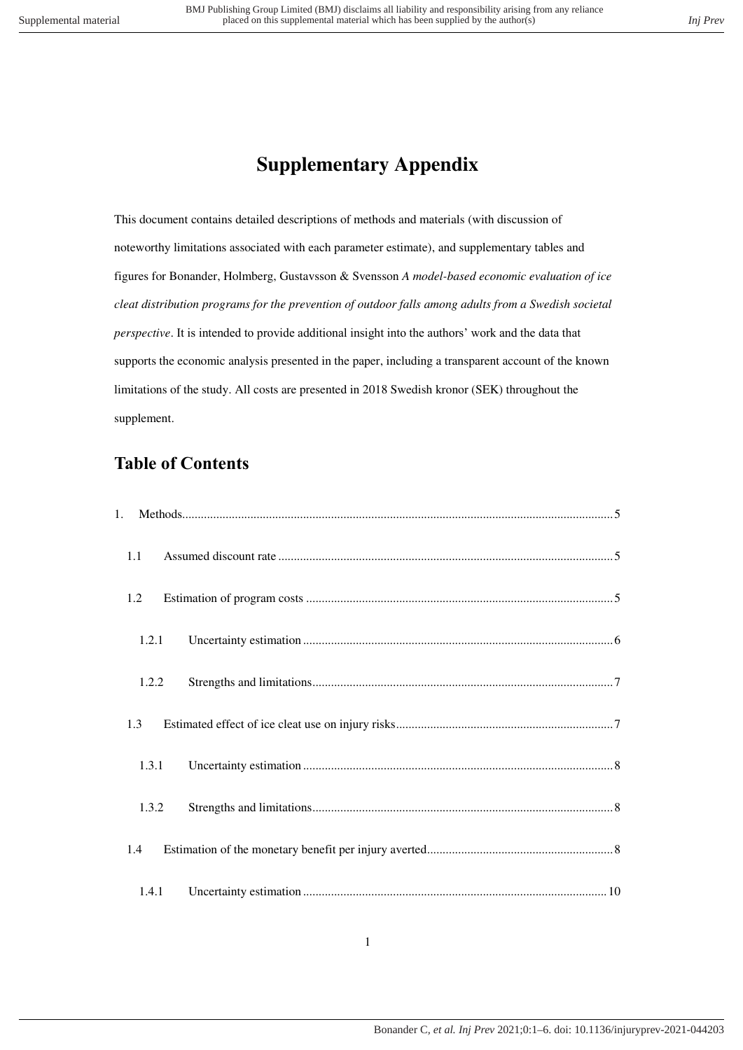# Supplementary Appendix

This document contains detailed descriptions of methods and materials (with discussion of noteworthy limitations associated with each parameter estimate), and supplementary tables and figures for Bonander, Holmberg, Gustavsson & Svensson *A model-based economic evaluation of ice cleat distribution programs for the prevention of outdoor falls among adults from a Swedish societal perspective*. It is intended to provide additional insight into the authors' work and the data that supports the economic analysis presented in the paper, including a transparent account of the known limitations of the study. All costs are presented in 2018 Swedish kronor (SEK) throughout the supplement.

## Table of Contents

1. Methods.......................................................5
   - 1.1 Assumed discount rate.......................................................5
   - 1.2 Estimation of program costs.......................................................5
     - 1.2.1 Uncertainty estimation.......................................................6
     - 1.2.2 Strengths and limitations.......................................................7
   - 1.3 Estimated effect of ice cleat use on injury risks.......................................................7
     - 1.3.1 Uncertainty estimation.......................................................8
     - 1.3.2 Strengths and limitations.......................................................8
   - 1.4 Estimation of the monetary benefit per injury averted.......................................................8
     - 1.4.1 Uncertainty estimation.......................................................10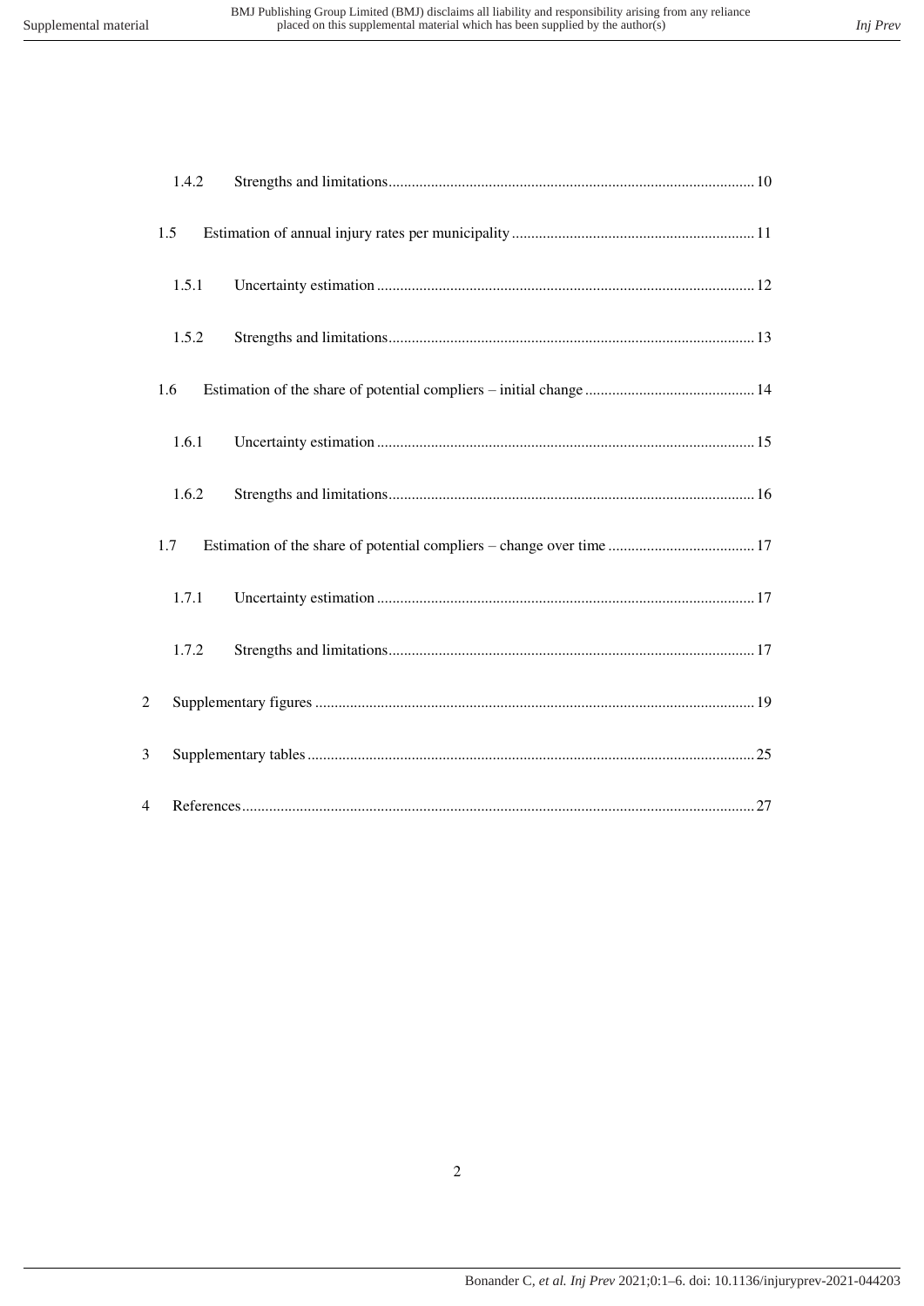1.4.2 Strengths and limitations ........ 10

1.5 Estimation of annual injury rates per municipality ........ 11

1.5.1 Uncertainty estimation ........ 12

1.5.2 Strengths and limitations ........ 13

1.6 Estimation of the share of potential compliers – initial change ........ 14

1.6.1 Uncertainty estimation ........ 15

1.6.2 Strengths and limitations ........ 16

1.7 Estimation of the share of potential compliers – change over time ........ 17

1.7.1 Uncertainty estimation ........ 17

1.7.2 Strengths and limitations ........ 17

2 Supplementary figures ........ 19

3 Supplementary tables ........ 25

4 References ........ 27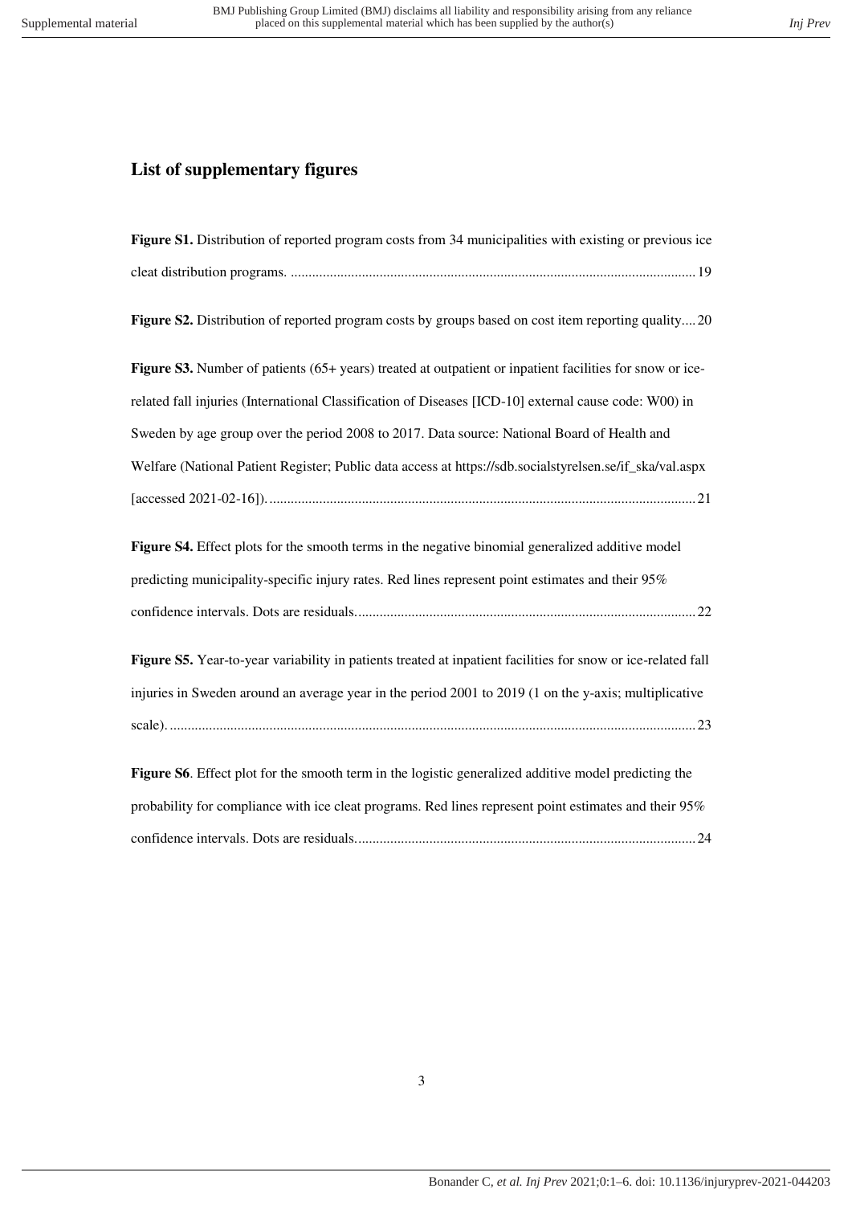## List of supplementary figures

**Figure S1.** Distribution of reported program costs from 34 municipalities with existing or previous ice cleat distribution programs. ........ 19

**Figure S2.** Distribution of reported program costs by groups based on cost item reporting quality.... 20

**Figure S3.** Number of patients (65+ years) treated at outpatient or inpatient facilities for snow or ice-related fall injuries (International Classification of Diseases [ICD-10] external cause code: W00) in Sweden by age group over the period 2008 to 2017. Data source: National Board of Health and Welfare (National Patient Register; Public data access at https://sdb.socialstyrelsen.se/if_ska/val.aspx [accessed 2021-02-16]). ........ 21

**Figure S4.** Effect plots for the smooth terms in the negative binomial generalized additive model predicting municipality-specific injury rates. Red lines represent point estimates and their 95% confidence intervals. Dots are residuals. ........ 22

**Figure S5.** Year-to-year variability in patients treated at inpatient facilities for snow or ice-related fall injuries in Sweden around an average year in the period 2001 to 2019 (1 on the y-axis; multiplicative scale). ........ 23

**Figure S6**. Effect plot for the smooth term in the logistic generalized additive model predicting the probability for compliance with ice cleat programs. Red lines represent point estimates and their 95% confidence intervals. Dots are residuals. ........ 24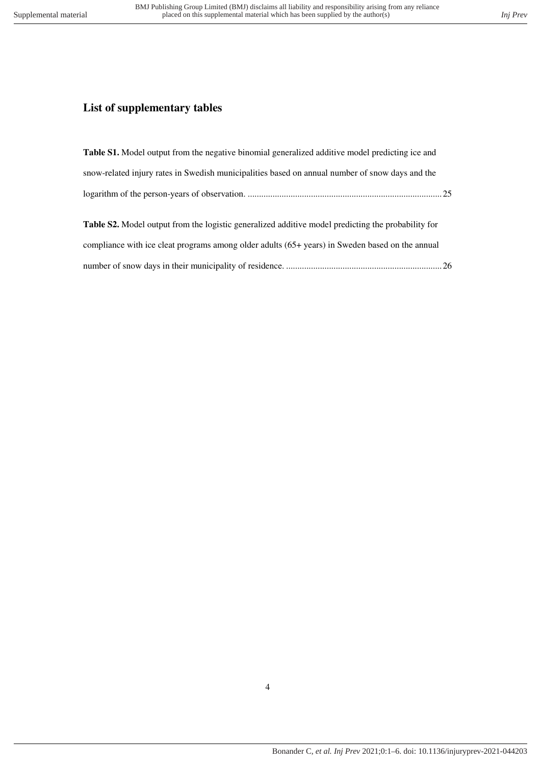## List of supplementary tables

**Table S1.** Model output from the negative binomial generalized additive model predicting ice and snow-related injury rates in Swedish municipalities based on annual number of snow days and the logarithm of the person-years of observation. ..................................................................................... 25

**Table S2.** Model output from the logistic generalized additive model predicting the probability for compliance with ice cleat programs among older adults (65+ years) in Sweden based on the annual number of snow days in their municipality of residence. ..................................................................... 26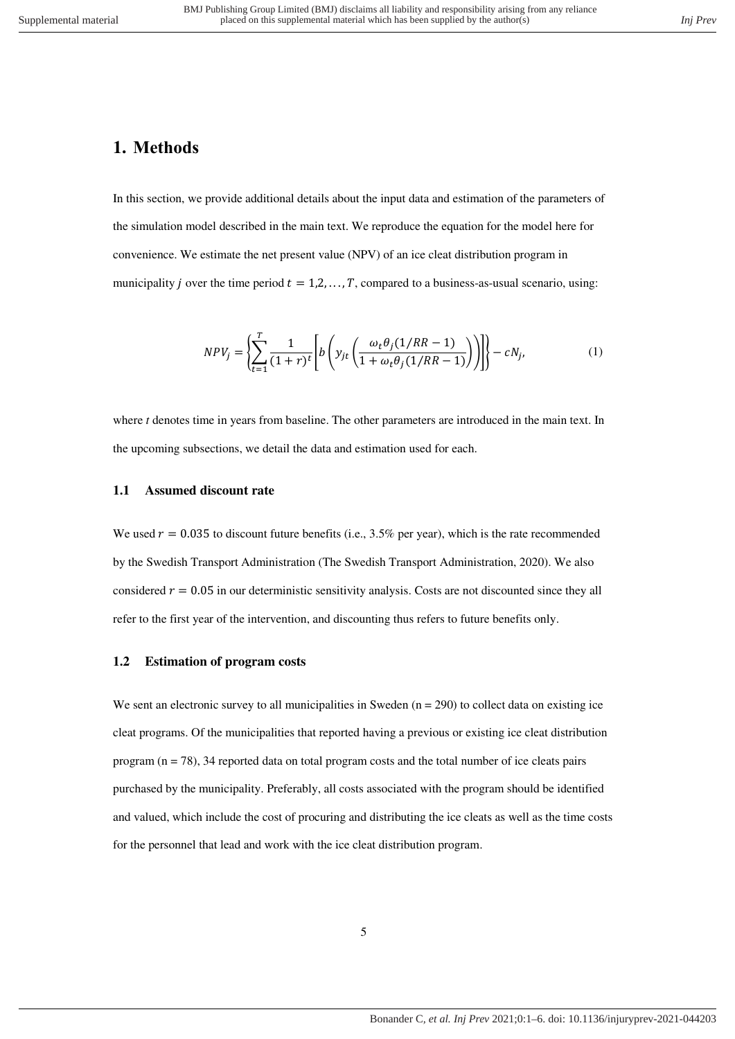# 1. Methods

In this section, we provide additional details about the input data and estimation of the parameters of the simulation model described in the main text. We reproduce the equation for the model here for convenience. We estimate the net present value (NPV) of an ice cleat distribution program in municipality $j$ over the time period $t = 1,2,\dots,T$, compared to a business-as-usual scenario, using:

$$NPV_j = \left\{ \sum_{t=1}^{T} \frac{1}{(1+r)^t} \left[ b \left( y_{jt} \left( \frac{\omega_t \theta_j (1/RR - 1)}{1 + \omega_t \theta_j (1/RR - 1)} \right) \right) \right] \right\} - cN_j, \tag{1}$$

where $t$ denotes time in years from baseline. The other parameters are introduced in the main text. In the upcoming subsections, we detail the data and estimation used for each.

## 1.1 Assumed discount rate

We used $r = 0.035$ to discount future benefits (i.e., 3.5% per year), which is the rate recommended by the Swedish Transport Administration (The Swedish Transport Administration, 2020). We also considered $r = 0.05$ in our deterministic sensitivity analysis. Costs are not discounted since they all refer to the first year of the intervention, and discounting thus refers to future benefits only.

## 1.2 Estimation of program costs

We sent an electronic survey to all municipalities in Sweden (n = 290) to collect data on existing ice cleat programs. Of the municipalities that reported having a previous or existing ice cleat distribution program (n = 78), 34 reported data on total program costs and the total number of ice cleats pairs purchased by the municipality. Preferably, all costs associated with the program should be identified and valued, which include the cost of procuring and distributing the ice cleats as well as the time costs for the personnel that lead and work with the ice cleat distribution program.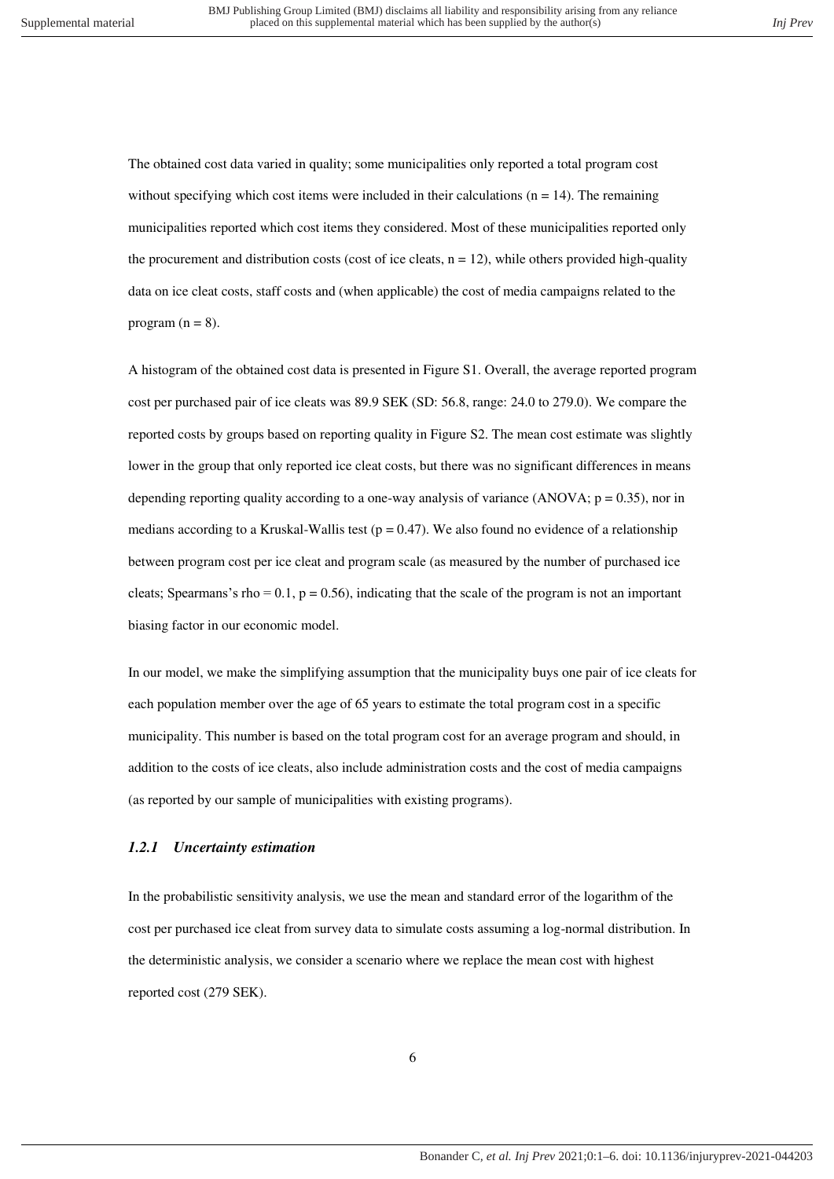The obtained cost data varied in quality; some municipalities only reported a total program cost without specifying which cost items were included in their calculations ($n = 14$). The remaining municipalities reported which cost items they considered. Most of these municipalities reported only the procurement and distribution costs (cost of ice cleats, $n = 12$), while others provided high-quality data on ice cleat costs, staff costs and (when applicable) the cost of media campaigns related to the program ($n = 8$).

A histogram of the obtained cost data is presented in Figure S1. Overall, the average reported program cost per purchased pair of ice cleats was 89.9 SEK (SD: 56.8, range: 24.0 to 279.0). We compare the reported costs by groups based on reporting quality in Figure S2. The mean cost estimate was slightly lower in the group that only reported ice cleat costs, but there was no significant differences in means depending reporting quality according to a one-way analysis of variance (ANOVA; $p = 0.35$), nor in medians according to a Kruskal-Wallis test ($p = 0.47$). We also found no evidence of a relationship between program cost per ice cleat and program scale (as measured by the number of purchased ice cleats; Spearmans's rho = 0.1, $p = 0.56$), indicating that the scale of the program is not an important biasing factor in our economic model.

In our model, we make the simplifying assumption that the municipality buys one pair of ice cleats for each population member over the age of 65 years to estimate the total program cost in a specific municipality. This number is based on the total program cost for an average program and should, in addition to the costs of ice cleats, also include administration costs and the cost of media campaigns (as reported by our sample of municipalities with existing programs).

### *1.2.1 Uncertainty estimation*

In the probabilistic sensitivity analysis, we use the mean and standard error of the logarithm of the cost per purchased ice cleat from survey data to simulate costs assuming a log-normal distribution. In the deterministic analysis, we consider a scenario where we replace the mean cost with highest reported cost (279 SEK).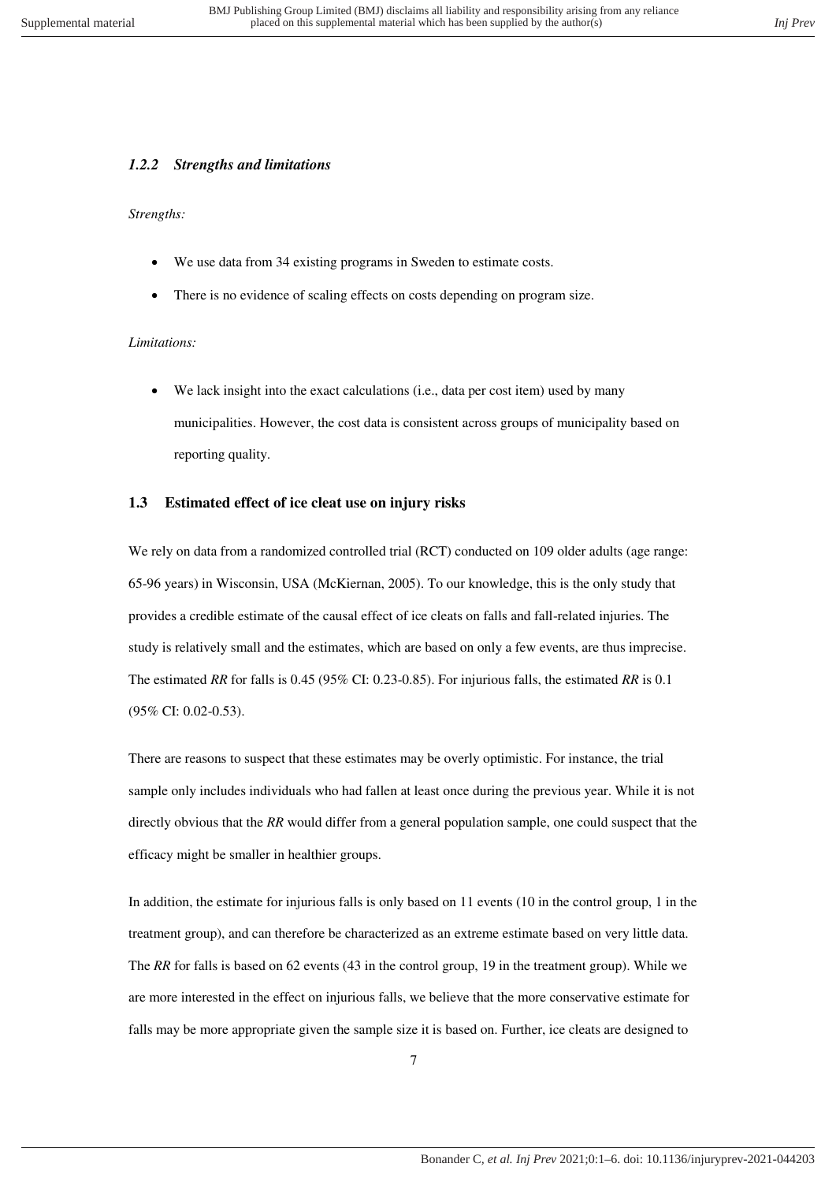### *1.2.2 Strengths and limitations*

*Strengths:*

- We use data from 34 existing programs in Sweden to estimate costs.
- There is no evidence of scaling effects on costs depending on program size.

*Limitations:*

- We lack insight into the exact calculations (i.e., data per cost item) used by many municipalities. However, the cost data is consistent across groups of municipality based on reporting quality.

## 1.3 Estimated effect of ice cleat use on injury risks

We rely on data from a randomized controlled trial (RCT) conducted on 109 older adults (age range: 65-96 years) in Wisconsin, USA (McKiernan, 2005). To our knowledge, this is the only study that provides a credible estimate of the causal effect of ice cleats on falls and fall-related injuries. The study is relatively small and the estimates, which are based on only a few events, are thus imprecise. The estimated *RR* for falls is 0.45 (95% CI: 0.23-0.85). For injurious falls, the estimated *RR* is 0.1 (95% CI: 0.02-0.53).

There are reasons to suspect that these estimates may be overly optimistic. For instance, the trial sample only includes individuals who had fallen at least once during the previous year. While it is not directly obvious that the *RR* would differ from a general population sample, one could suspect that the efficacy might be smaller in healthier groups.

In addition, the estimate for injurious falls is only based on 11 events (10 in the control group, 1 in the treatment group), and can therefore be characterized as an extreme estimate based on very little data. The *RR* for falls is based on 62 events (43 in the control group, 19 in the treatment group). While we are more interested in the effect on injurious falls, we believe that the more conservative estimate for falls may be more appropriate given the sample size it is based on. Further, ice cleats are designed to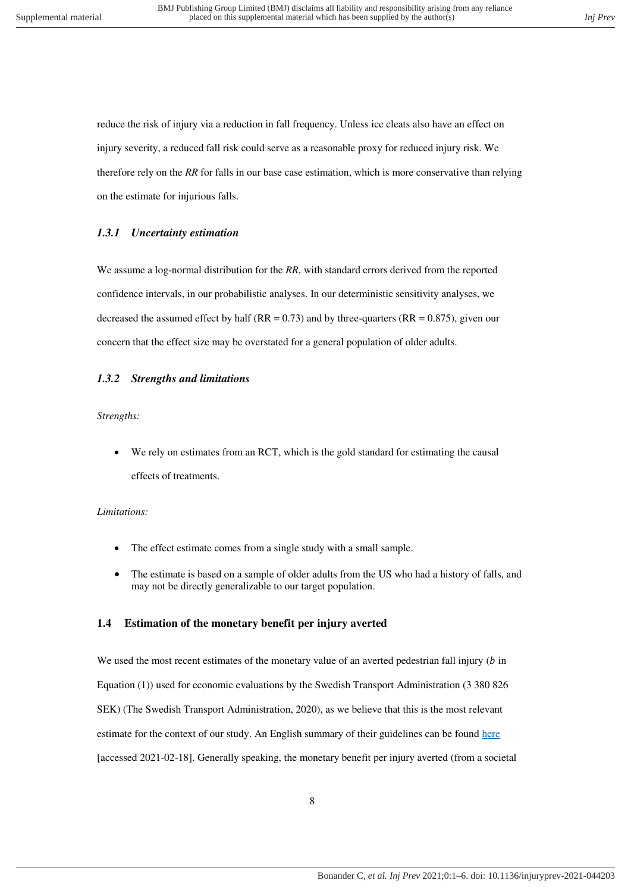reduce the risk of injury via a reduction in fall frequency. Unless ice cleats also have an effect on injury severity, a reduced fall risk could serve as a reasonable proxy for reduced injury risk. We therefore rely on the *RR* for falls in our base case estimation, which is more conservative than relying on the estimate for injurious falls.

### *1.3.1 Uncertainty estimation*

We assume a log-normal distribution for the *RR*, with standard errors derived from the reported confidence intervals, in our probabilistic analyses. In our deterministic sensitivity analyses, we decreased the assumed effect by half (RR = 0.73) and by three-quarters (RR = 0.875), given our concern that the effect size may be overstated for a general population of older adults.

### *1.3.2 Strengths and limitations*

*Strengths:*

- We rely on estimates from an RCT, which is the gold standard for estimating the causal effects of treatments.

*Limitations:*

- The effect estimate comes from a single study with a small sample.
- The estimate is based on a sample of older adults from the US who had a history of falls, and may not be directly generalizable to our target population.

## 1.4 Estimation of the monetary benefit per injury averted

We used the most recent estimates of the monetary value of an averted pedestrian fall injury (*b* in Equation (1)) used for economic evaluations by the Swedish Transport Administration (3 380 826 SEK) (The Swedish Transport Administration, 2020), as we believe that this is the most relevant estimate for the context of our study. An English summary of their guidelines can be found here [accessed 2021-02-18]. Generally speaking, the monetary benefit per injury averted (from a societal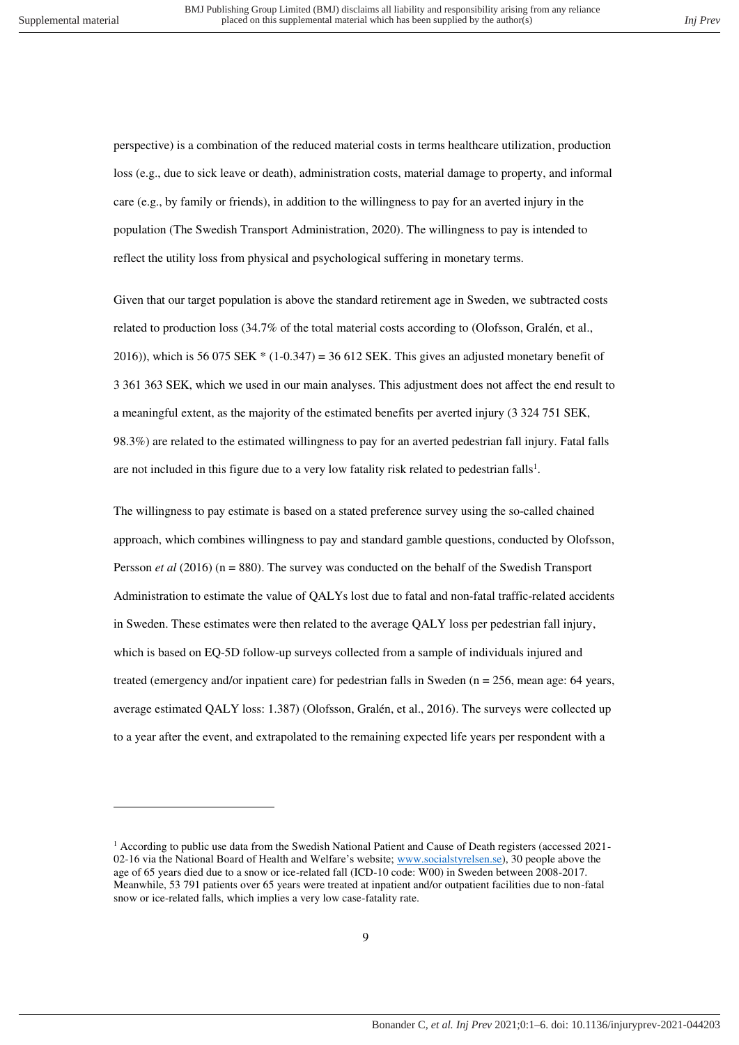perspective) is a combination of the reduced material costs in terms healthcare utilization, production loss (e.g., due to sick leave or death), administration costs, material damage to property, and informal care (e.g., by family or friends), in addition to the willingness to pay for an averted injury in the population (The Swedish Transport Administration, 2020). The willingness to pay is intended to reflect the utility loss from physical and psychological suffering in monetary terms.

Given that our target population is above the standard retirement age in Sweden, we subtracted costs related to production loss (34.7% of the total material costs according to (Olofsson, Gralén, et al., 2016)), which is 56 075 SEK * (1-0.347) = 36 612 SEK. This gives an adjusted monetary benefit of 3 361 363 SEK, which we used in our main analyses. This adjustment does not affect the end result to a meaningful extent, as the majority of the estimated benefits per averted injury (3 324 751 SEK, 98.3%) are related to the estimated willingness to pay for an averted pedestrian fall injury. Fatal falls are not included in this figure due to a very low fatality risk related to pedestrian falls[1].

The willingness to pay estimate is based on a stated preference survey using the so-called chained approach, which combines willingness to pay and standard gamble questions, conducted by Olofsson, Persson *et al* (2016) (n = 880). The survey was conducted on the behalf of the Swedish Transport Administration to estimate the value of QALYs lost due to fatal and non-fatal traffic-related accidents in Sweden. These estimates were then related to the average QALY loss per pedestrian fall injury, which is based on EQ-5D follow-up surveys collected from a sample of individuals injured and treated (emergency and/or inpatient care) for pedestrian falls in Sweden (n = 256, mean age: 64 years, average estimated QALY loss: 1.387) (Olofsson, Gralén, et al., 2016). The surveys were collected up to a year after the event, and extrapolated to the remaining expected life years per respondent with a

---

[1] According to public use data from the Swedish National Patient and Cause of Death registers (accessed 2021-02-16 via the National Board of Health and Welfare's website; www.socialstyrelsen.se), 30 people above the age of 65 years died due to a snow or ice-related fall (ICD-10 code: W00) in Sweden between 2008-2017. Meanwhile, 53 791 patients over 65 years were treated at inpatient and/or outpatient facilities due to non-fatal snow or ice-related falls, which implies a very low case-fatality rate.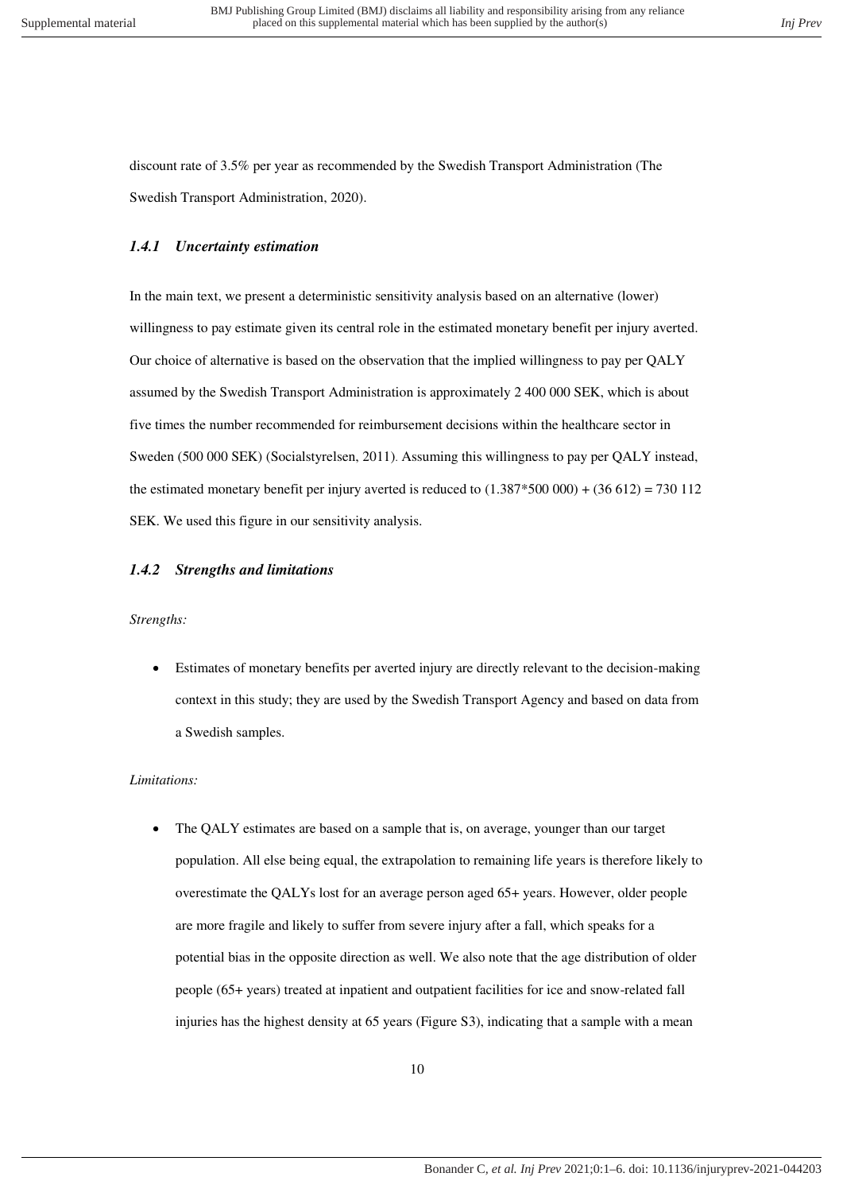discount rate of 3.5% per year as recommended by the Swedish Transport Administration (The Swedish Transport Administration, 2020).

### *1.4.1 Uncertainty estimation*

In the main text, we present a deterministic sensitivity analysis based on an alternative (lower) willingness to pay estimate given its central role in the estimated monetary benefit per injury averted. Our choice of alternative is based on the observation that the implied willingness to pay per QALY assumed by the Swedish Transport Administration is approximately 2 400 000 SEK, which is about five times the number recommended for reimbursement decisions within the healthcare sector in Sweden (500 000 SEK) (Socialstyrelsen, 2011). Assuming this willingness to pay per QALY instead, the estimated monetary benefit per injury averted is reduced to $(1.387*500\ 000) + (36\ 612) = 730\ 112$ SEK. We used this figure in our sensitivity analysis.

### *1.4.2 Strengths and limitations*

*Strengths:*

- Estimates of monetary benefits per averted injury are directly relevant to the decision-making context in this study; they are used by the Swedish Transport Agency and based on data from a Swedish samples.

*Limitations:*

- The QALY estimates are based on a sample that is, on average, younger than our target population. All else being equal, the extrapolation to remaining life years is therefore likely to overestimate the QALYs lost for an average person aged 65+ years. However, older people are more fragile and likely to suffer from severe injury after a fall, which speaks for a potential bias in the opposite direction as well. We also note that the age distribution of older people (65+ years) treated at inpatient and outpatient facilities for ice and snow-related fall injuries has the highest density at 65 years (Figure S3), indicating that a sample with a mean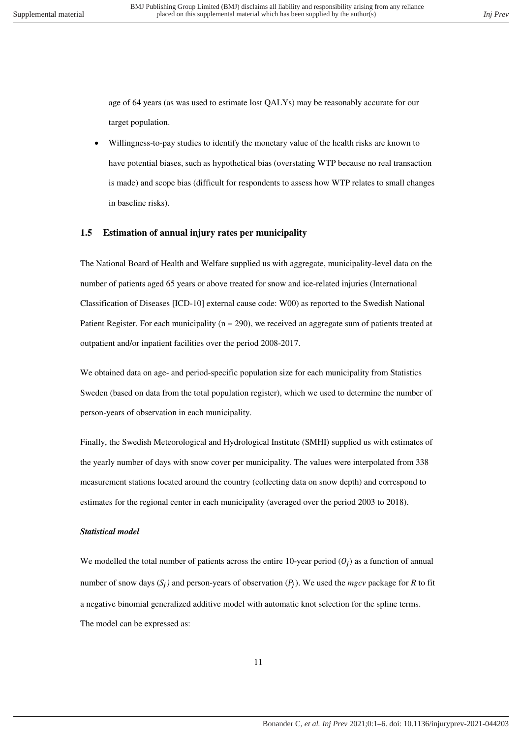age of 64 years (as was used to estimate lost QALYs) may be reasonably accurate for our target population.

- Willingness-to-pay studies to identify the monetary value of the health risks are known to have potential biases, such as hypothetical bias (overstating WTP because no real transaction is made) and scope bias (difficult for respondents to assess how WTP relates to small changes in baseline risks).

## 1.5 Estimation of annual injury rates per municipality

The National Board of Health and Welfare supplied us with aggregate, municipality-level data on the number of patients aged 65 years or above treated for snow and ice-related injuries (International Classification of Diseases [ICD-10] external cause code: W00) as reported to the Swedish National Patient Register. For each municipality (n = 290), we received an aggregate sum of patients treated at outpatient and/or inpatient facilities over the period 2008-2017.

We obtained data on age- and period-specific population size for each municipality from Statistics Sweden (based on data from the total population register), which we used to determine the number of person-years of observation in each municipality.

Finally, the Swedish Meteorological and Hydrological Institute (SMHI) supplied us with estimates of the yearly number of days with snow cover per municipality. The values were interpolated from 338 measurement stations located around the country (collecting data on snow depth) and correspond to estimates for the regional center in each municipality (averaged over the period 2003 to 2018).

### *Statistical model*

We modelled the total number of patients across the entire 10-year period ($O_j$) as a function of annual number of snow days ($S_j$) and person-years of observation ($P_j$). We used the *mgcv* package for ***R*** to fit a negative binomial generalized additive model with automatic knot selection for the spline terms. The model can be expressed as: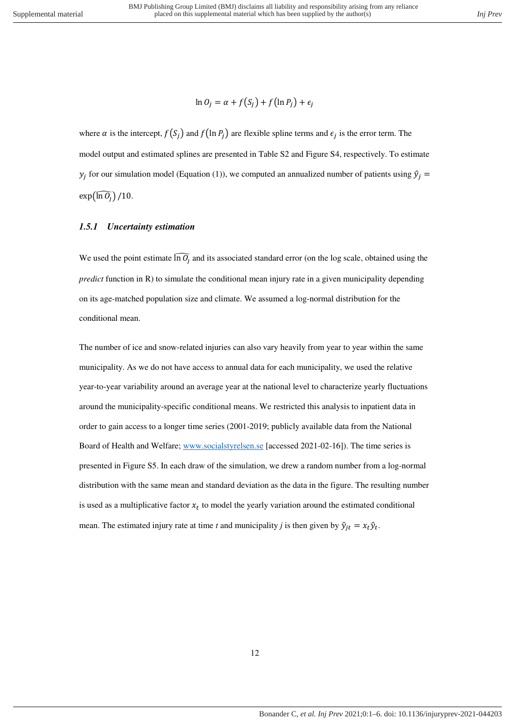$$\ln O_j = \alpha + f(S_j) + f(\ln P_j) + \epsilon_j$$

where $\alpha$ is the intercept, $f(S_j)$ and $f(\ln P_j)$ are flexible spline terms and $\epsilon_j$ is the error term. The model output and estimated splines are presented in Table S2 and Figure S4, respectively. To estimate $y_j$ for our simulation model (Equation (1)), we computed an annualized number of patients using $\hat{y}_j = \exp(\widehat{\ln O_j})/10$.

### 1.5.1 Uncertainty estimation

We used the point estimate $\widehat{\ln O_j}$ and its associated standard error (on the log scale, obtained using the *predict* function in R) to simulate the conditional mean injury rate in a given municipality depending on its age-matched population size and climate. We assumed a log-normal distribution for the conditional mean.

The number of ice and snow-related injuries can also vary heavily from year to year within the same municipality. As we do not have access to annual data for each municipality, we used the relative year-to-year variability around an average year at the national level to characterize yearly fluctuations around the municipality-specific conditional means. We restricted this analysis to inpatient data in order to gain access to a longer time series (2001-2019; publicly available data from the National Board of Health and Welfare; www.socialstyrelsen.se [accessed 2021-02-16]). The time series is presented in Figure S5. In each draw of the simulation, we drew a random number from a log-normal distribution with the same mean and standard deviation as the data in the figure. The resulting number is used as a multiplicative factor $x_t$ to model the yearly variation around the estimated conditional mean. The estimated injury rate at time *t* and municipality *j* is then given by $\hat{y}_{jt} = x_t\hat{y}_t$.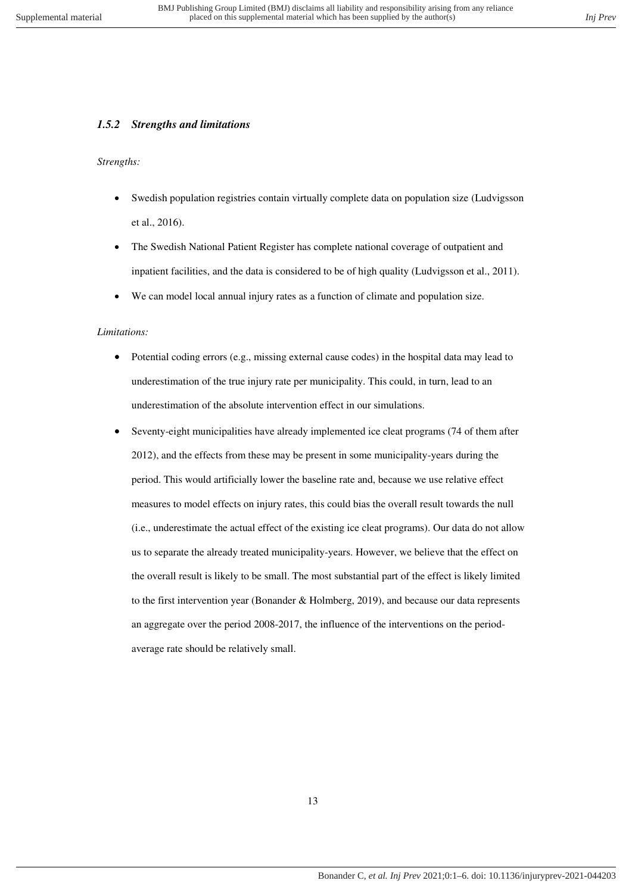### *1.5.2 Strengths and limitations*

*Strengths:*

- Swedish population registries contain virtually complete data on population size (Ludvigsson et al., 2016).
- The Swedish National Patient Register has complete national coverage of outpatient and inpatient facilities, and the data is considered to be of high quality (Ludvigsson et al., 2011).
- We can model local annual injury rates as a function of climate and population size.

*Limitations:*

- Potential coding errors (e.g., missing external cause codes) in the hospital data may lead to underestimation of the true injury rate per municipality. This could, in turn, lead to an underestimation of the absolute intervention effect in our simulations.
- Seventy-eight municipalities have already implemented ice cleat programs (74 of them after 2012), and the effects from these may be present in some municipality-years during the period. This would artificially lower the baseline rate and, because we use relative effect measures to model effects on injury rates, this could bias the overall result towards the null (i.e., underestimate the actual effect of the existing ice cleat programs). Our data do not allow us to separate the already treated municipality-years. However, we believe that the effect on the overall result is likely to be small. The most substantial part of the effect is likely limited to the first intervention year (Bonander & Holmberg, 2019), and because our data represents an aggregate over the period 2008-2017, the influence of the interventions on the period-average rate should be relatively small.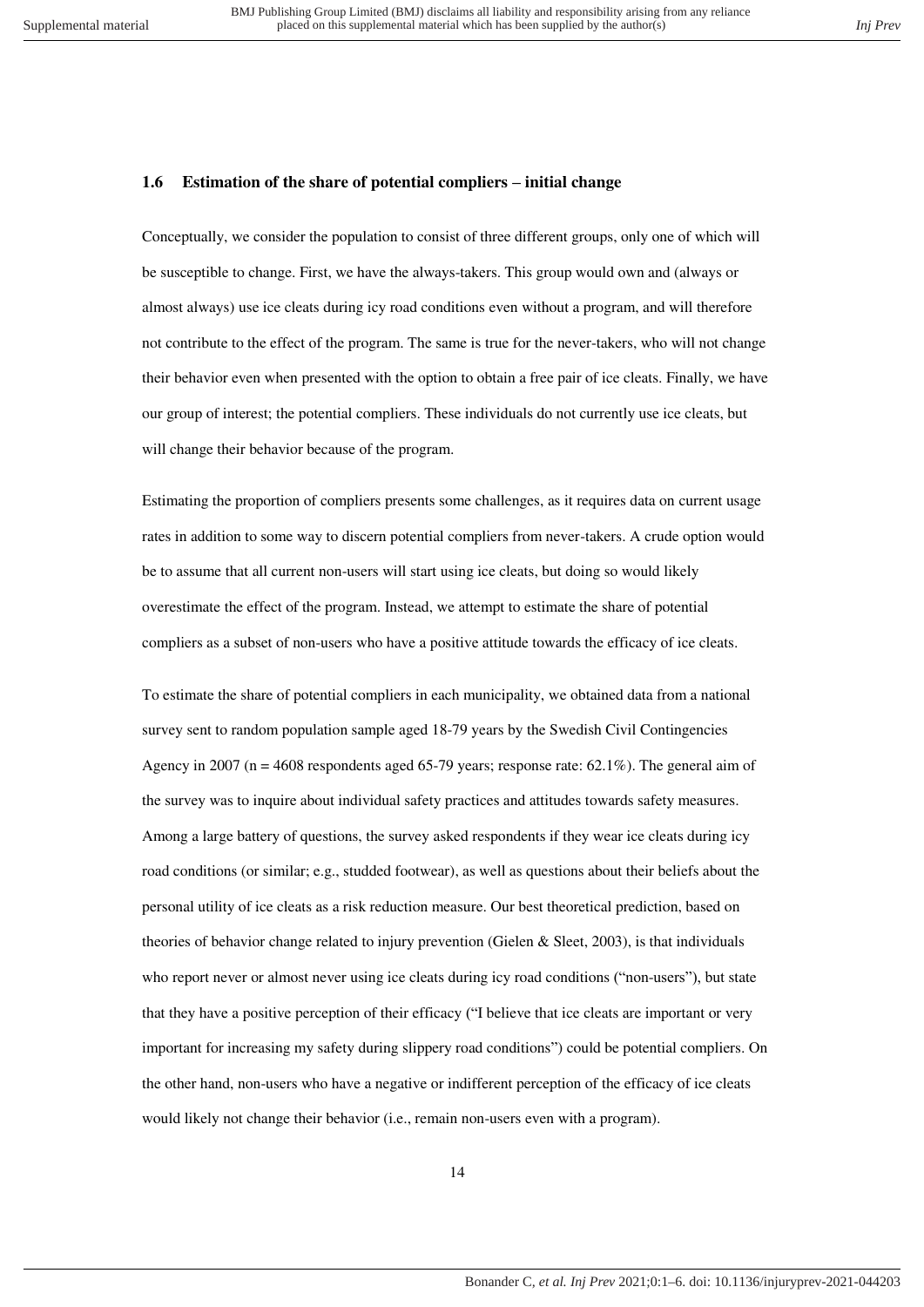### 1.6 Estimation of the share of potential compliers – initial change

Conceptually, we consider the population to consist of three different groups, only one of which will be susceptible to change. First, we have the always-takers. This group would own and (always or almost always) use ice cleats during icy road conditions even without a program, and will therefore not contribute to the effect of the program. The same is true for the never-takers, who will not change their behavior even when presented with the option to obtain a free pair of ice cleats. Finally, we have our group of interest; the potential compliers. These individuals do not currently use ice cleats, but will change their behavior because of the program.

Estimating the proportion of compliers presents some challenges, as it requires data on current usage rates in addition to some way to discern potential compliers from never-takers. A crude option would be to assume that all current non-users will start using ice cleats, but doing so would likely overestimate the effect of the program. Instead, we attempt to estimate the share of potential compliers as a subset of non-users who have a positive attitude towards the efficacy of ice cleats.

To estimate the share of potential compliers in each municipality, we obtained data from a national survey sent to random population sample aged 18-79 years by the Swedish Civil Contingencies Agency in 2007 (n = 4608 respondents aged 65-79 years; response rate: 62.1%). The general aim of the survey was to inquire about individual safety practices and attitudes towards safety measures. Among a large battery of questions, the survey asked respondents if they wear ice cleats during icy road conditions (or similar; e.g., studded footwear), as well as questions about their beliefs about the personal utility of ice cleats as a risk reduction measure. Our best theoretical prediction, based on theories of behavior change related to injury prevention (Gielen & Sleet, 2003), is that individuals who report never or almost never using ice cleats during icy road conditions ("non-users"), but state that they have a positive perception of their efficacy ("I believe that ice cleats are important or very important for increasing my safety during slippery road conditions") could be potential compliers. On the other hand, non-users who have a negative or indifferent perception of the efficacy of ice cleats would likely not change their behavior (i.e., remain non-users even with a program).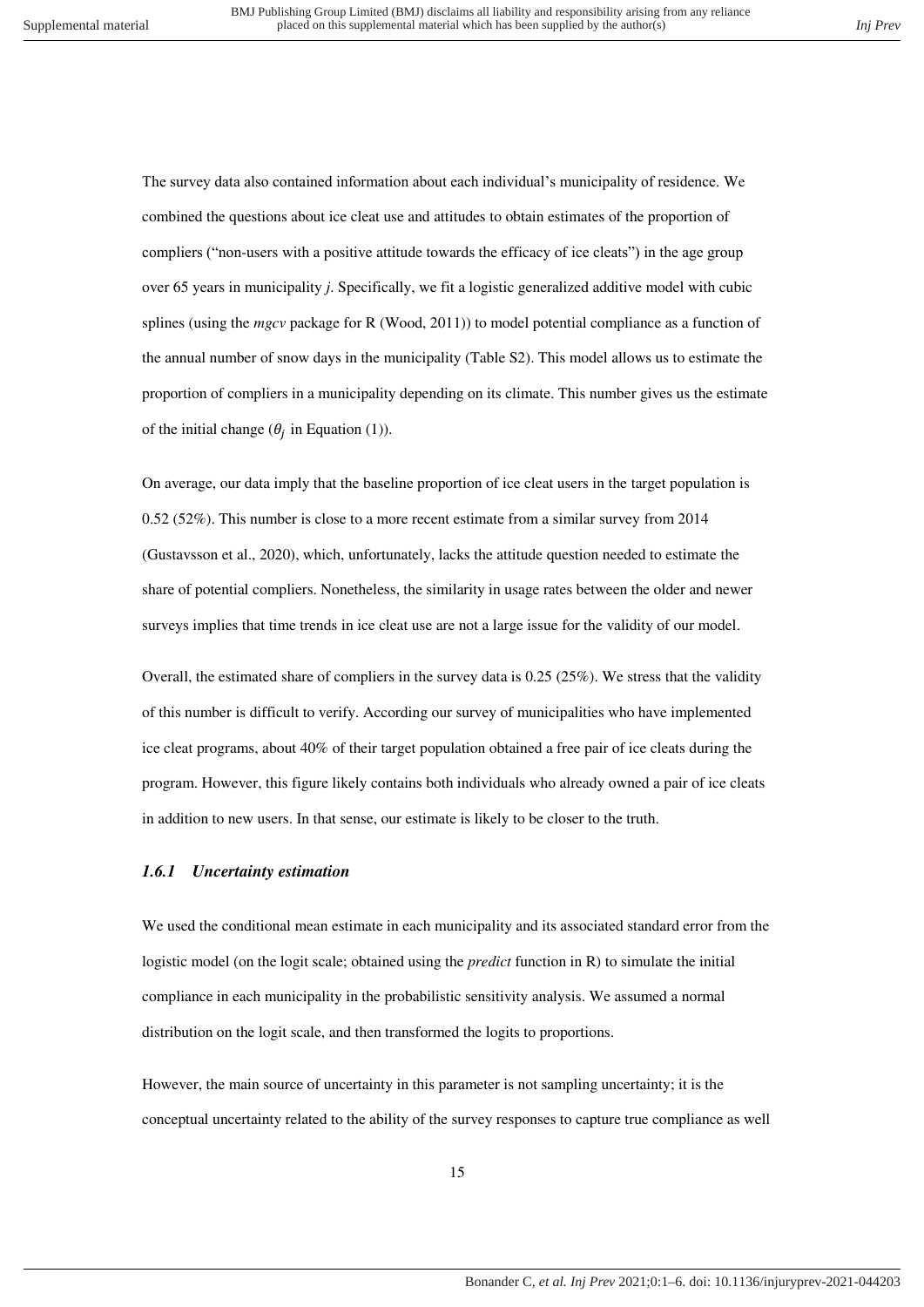The survey data also contained information about each individual's municipality of residence. We combined the questions about ice cleat use and attitudes to obtain estimates of the proportion of compliers ("non-users with a positive attitude towards the efficacy of ice cleats") in the age group over 65 years in municipality *j*. Specifically, we fit a logistic generalized additive model with cubic splines (using the *mgcv* package for R (Wood, 2011)) to model potential compliance as a function of the annual number of snow days in the municipality (Table S2). This model allows us to estimate the proportion of compliers in a municipality depending on its climate. This number gives us the estimate of the initial change ($\theta_j$ in Equation (1)).

On average, our data imply that the baseline proportion of ice cleat users in the target population is 0.52 (52%). This number is close to a more recent estimate from a similar survey from 2014 (Gustavsson et al., 2020), which, unfortunately, lacks the attitude question needed to estimate the share of potential compliers. Nonetheless, the similarity in usage rates between the older and newer surveys implies that time trends in ice cleat use are not a large issue for the validity of our model.

Overall, the estimated share of compliers in the survey data is 0.25 (25%). We stress that the validity of this number is difficult to verify. According our survey of municipalities who have implemented ice cleat programs, about 40% of their target population obtained a free pair of ice cleats during the program. However, this figure likely contains both individuals who already owned a pair of ice cleats in addition to new users. In that sense, our estimate is likely to be closer to the truth.

### *1.6.1 Uncertainty estimation*

We used the conditional mean estimate in each municipality and its associated standard error from the logistic model (on the logit scale; obtained using the *predict* function in R) to simulate the initial compliance in each municipality in the probabilistic sensitivity analysis. We assumed a normal distribution on the logit scale, and then transformed the logits to proportions.

However, the main source of uncertainty in this parameter is not sampling uncertainty; it is the conceptual uncertainty related to the ability of the survey responses to capture true compliance as well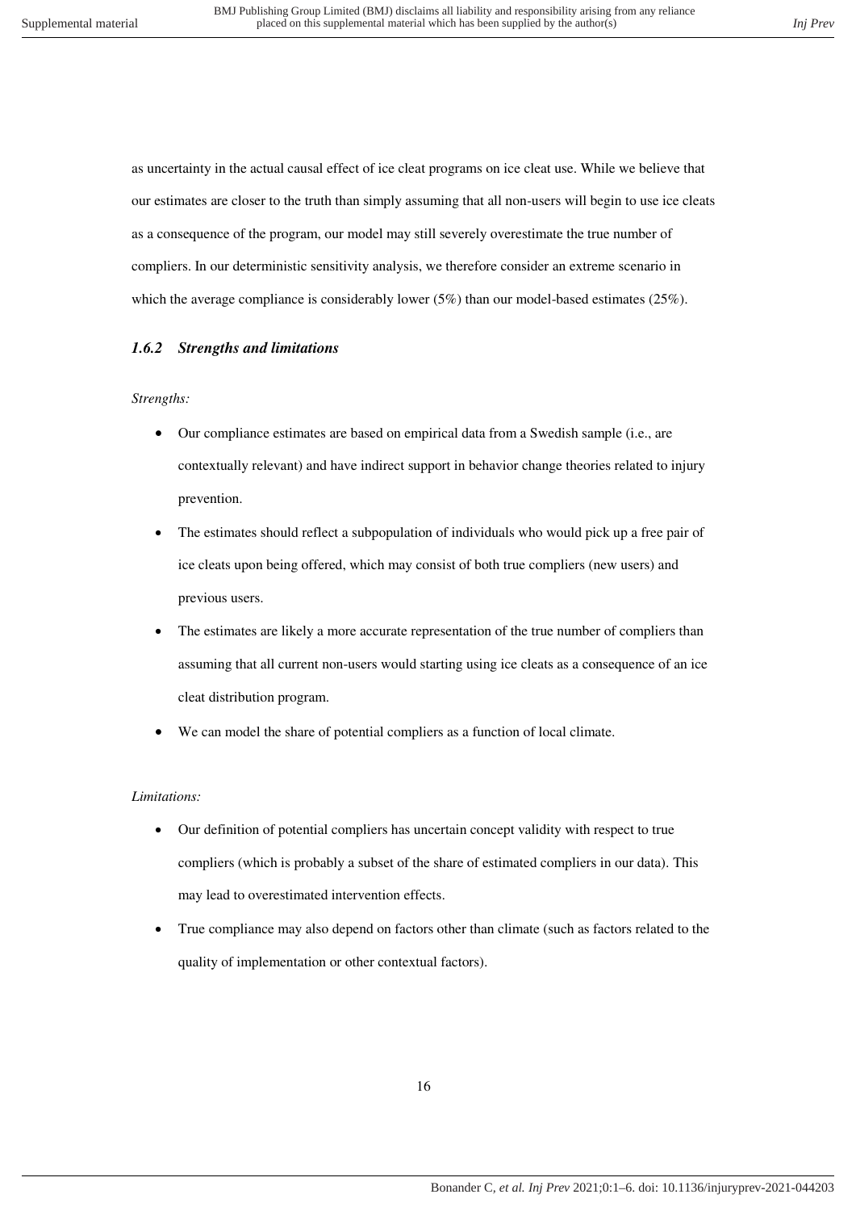as uncertainty in the actual causal effect of ice cleat programs on ice cleat use. While we believe that our estimates are closer to the truth than simply assuming that all non-users will begin to use ice cleats as a consequence of the program, our model may still severely overestimate the true number of compliers. In our deterministic sensitivity analysis, we therefore consider an extreme scenario in which the average compliance is considerably lower (5%) than our model-based estimates (25%).

### *1.6.2 Strengths and limitations*

*Strengths:*

- Our compliance estimates are based on empirical data from a Swedish sample (i.e., are contextually relevant) and have indirect support in behavior change theories related to injury prevention.
- The estimates should reflect a subpopulation of individuals who would pick up a free pair of ice cleats upon being offered, which may consist of both true compliers (new users) and previous users.
- The estimates are likely a more accurate representation of the true number of compliers than assuming that all current non-users would starting using ice cleats as a consequence of an ice cleat distribution program.
- We can model the share of potential compliers as a function of local climate.

*Limitations:*

- Our definition of potential compliers has uncertain concept validity with respect to true compliers (which is probably a subset of the share of estimated compliers in our data). This may lead to overestimated intervention effects.
- True compliance may also depend on factors other than climate (such as factors related to the quality of implementation or other contextual factors).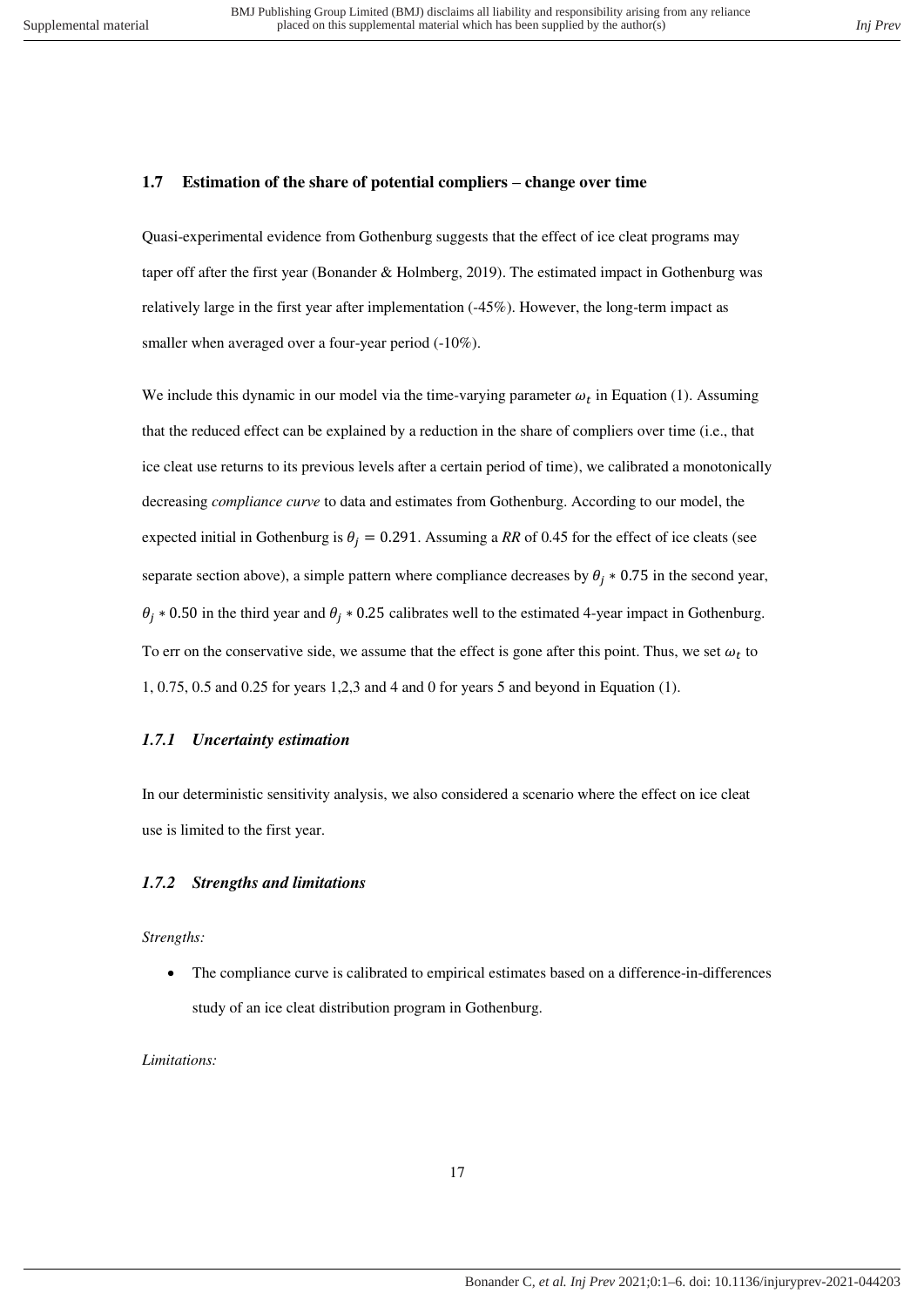## 1.7 Estimation of the share of potential compliers – change over time

Quasi-experimental evidence from Gothenburg suggests that the effect of ice cleat programs may taper off after the first year (Bonander & Holmberg, 2019). The estimated impact in Gothenburg was relatively large in the first year after implementation (-45%). However, the long-term impact as smaller when averaged over a four-year period (-10%).

We include this dynamic in our model via the time-varying parameter $\omega_t$ in Equation (1). Assuming that the reduced effect can be explained by a reduction in the share of compliers over time (i.e., that ice cleat use returns to its previous levels after a certain period of time), we calibrated a monotonically decreasing *compliance curve* to data and estimates from Gothenburg. According to our model, the expected initial in Gothenburg is $\theta_j = 0.291$. Assuming a *RR* of 0.45 for the effect of ice cleats (see separate section above), a simple pattern where compliance decreases by $\theta_j * 0.75$ in the second year, $\theta_j * 0.50$ in the third year and $\theta_j * 0.25$ calibrates well to the estimated 4-year impact in Gothenburg. To err on the conservative side, we assume that the effect is gone after this point. Thus, we set $\omega_t$ to 1, 0.75, 0.5 and 0.25 for years 1,2,3 and 4 and 0 for years 5 and beyond in Equation (1).

### *1.7.1 Uncertainty estimation*

In our deterministic sensitivity analysis, we also considered a scenario where the effect on ice cleat use is limited to the first year.

### *1.7.2 Strengths and limitations*

*Strengths:*

- The compliance curve is calibrated to empirical estimates based on a difference-in-differences study of an ice cleat distribution program in Gothenburg.

*Limitations:*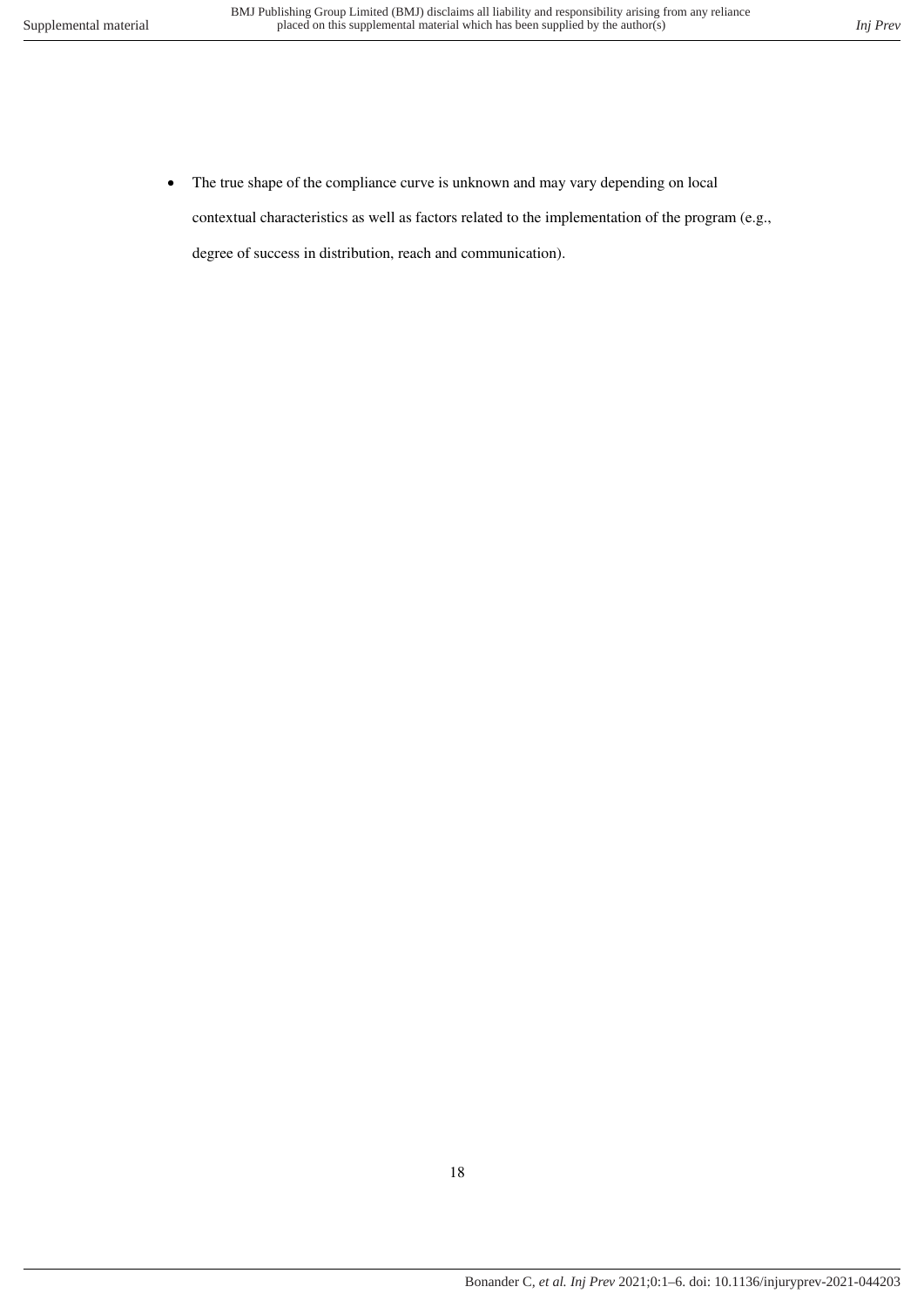- The true shape of the compliance curve is unknown and may vary depending on local contextual characteristics as well as factors related to the implementation of the program (e.g., degree of success in distribution, reach and communication).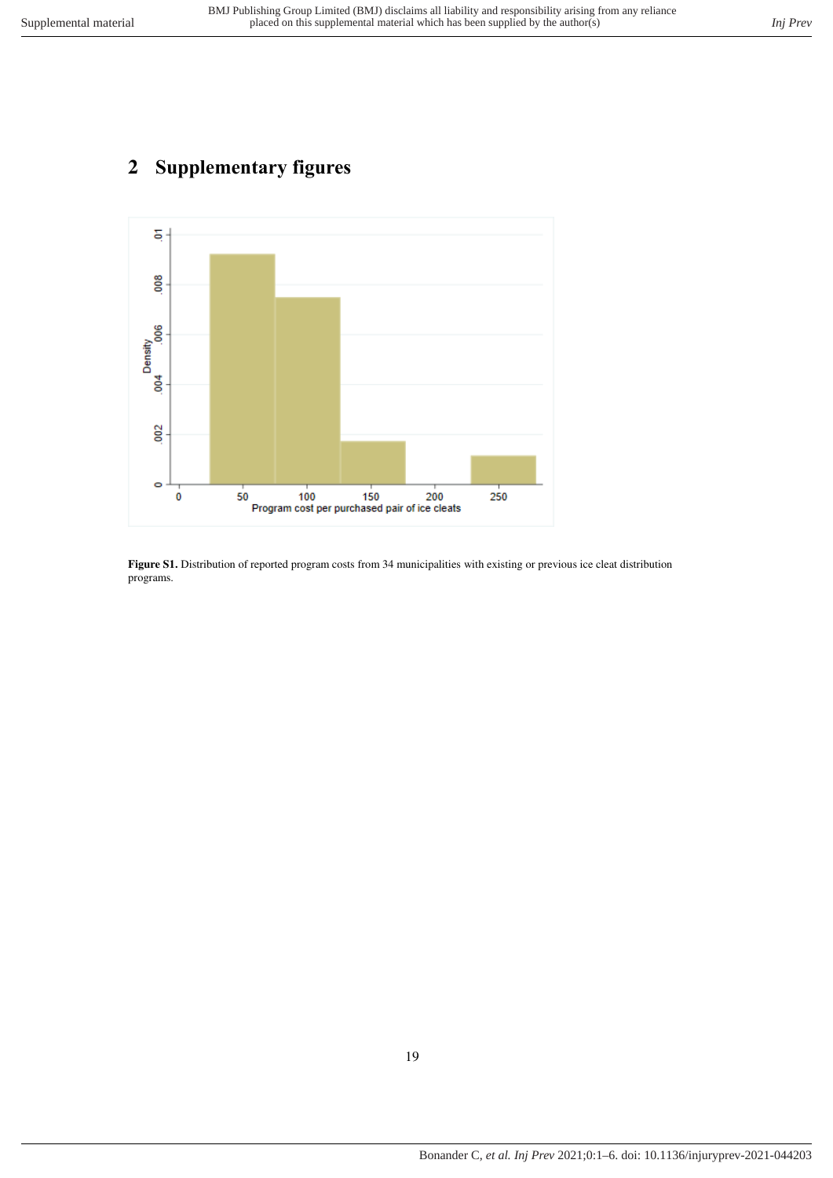# 2 Supplementary figures

**Figure S1.** Distribution of reported program costs from 34 municipalities with existing or previous ice cleat distribution programs.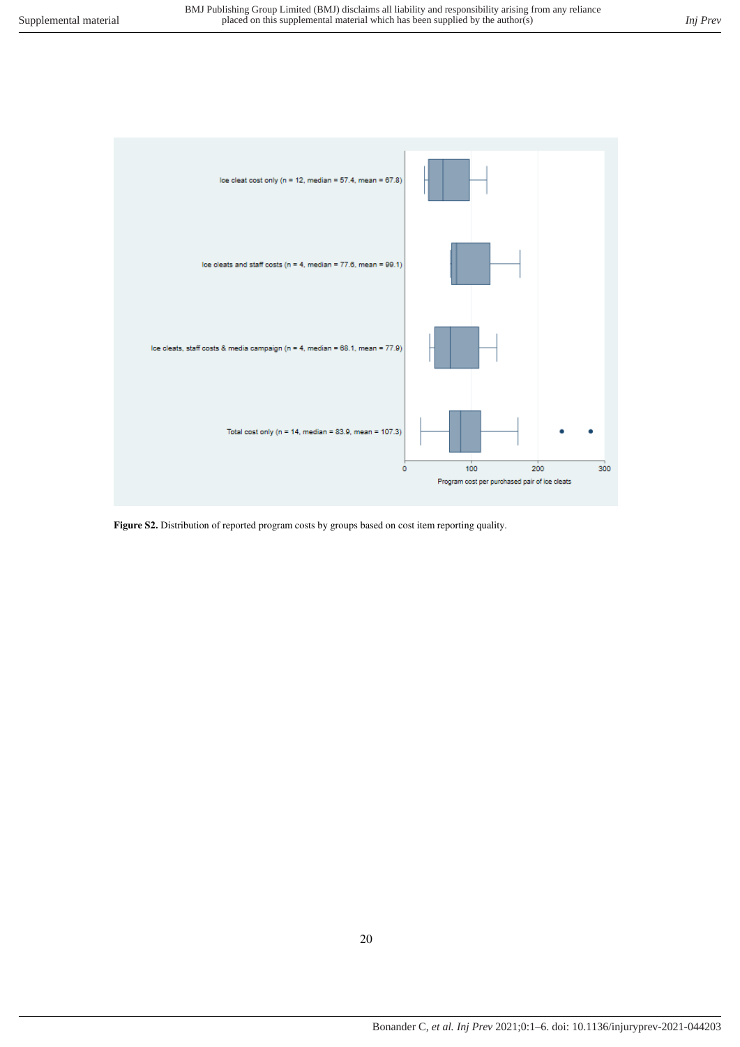Ice cleat cost only (n = 12, median = 57.4, mean = 67.8)

Ice cleats and staff costs (n = 4, median = 77.6, mean = 99.1)

Ice cleats, staff costs & media campaign (n = 4, median = 68.1, mean = 77.9)

Total cost only (n = 14, median = 83.9, mean = 107.3)

0 100 200 300

Program cost per purchased pair of ice cleats

**Figure S2.** Distribution of reported program costs by groups based on cost item reporting quality.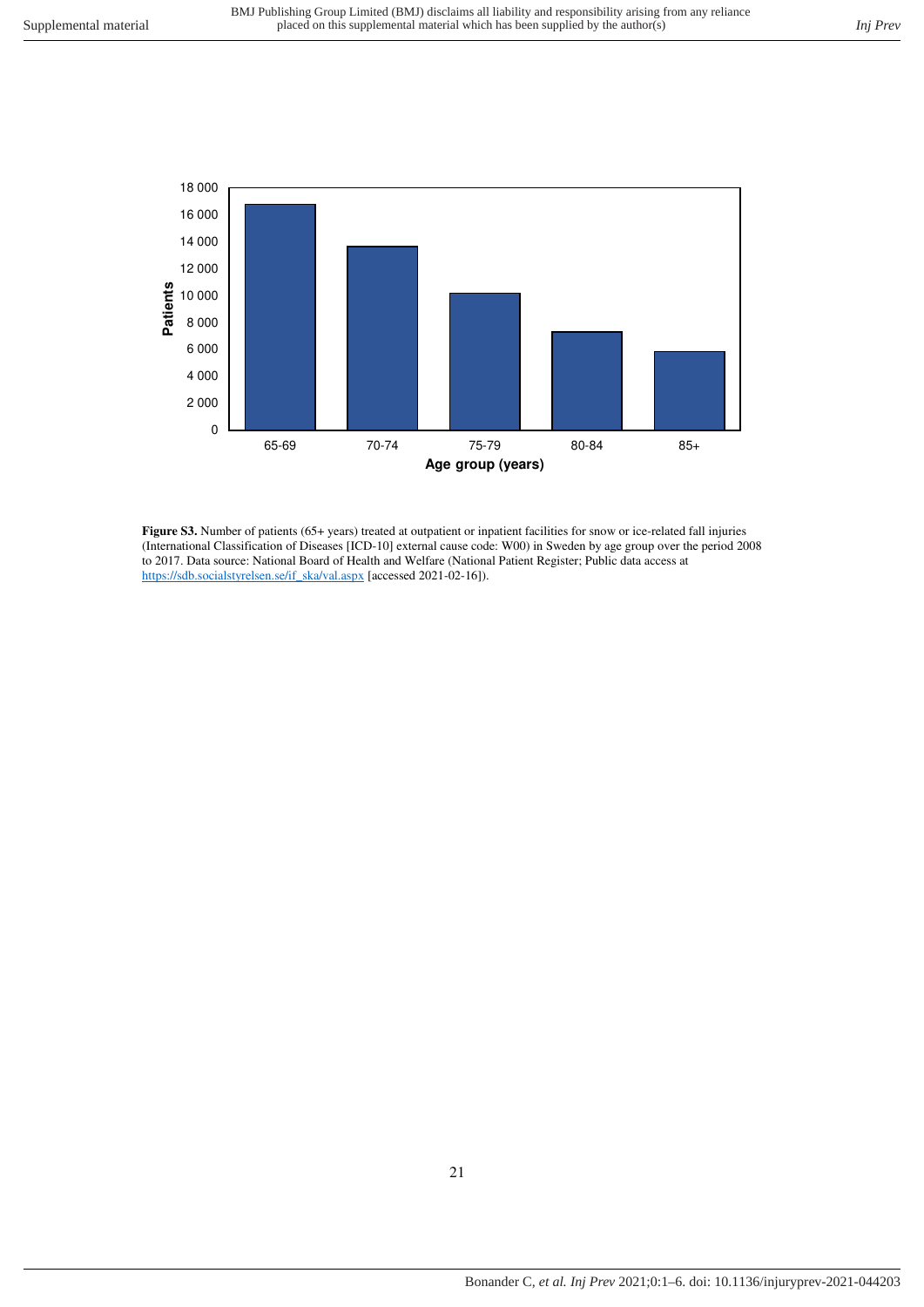**Figure S3.** Number of patients (65+ years) treated at outpatient or inpatient facilities for snow or ice-related fall injuries (International Classification of Diseases [ICD-10] external cause code: W00) in Sweden by age group over the period 2008 to 2017. Data source: National Board of Health and Welfare (National Patient Register; Public data access at https://sdb.socialstyrelsen.se/if_ska/val.aspx [accessed 2021-02-16]).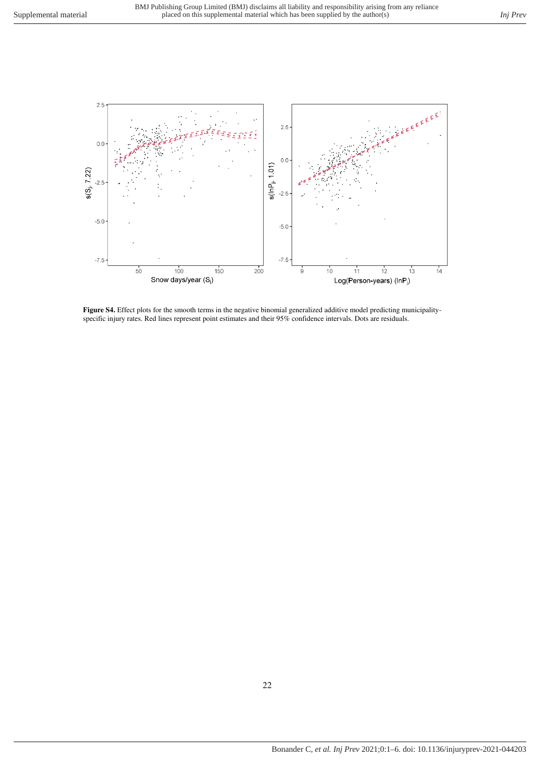**Figure S4.** Effect plots for the smooth terms in the negative binomial generalized additive model predicting municipality-specific injury rates. Red lines represent point estimates and their 95% confidence intervals. Dots are residuals.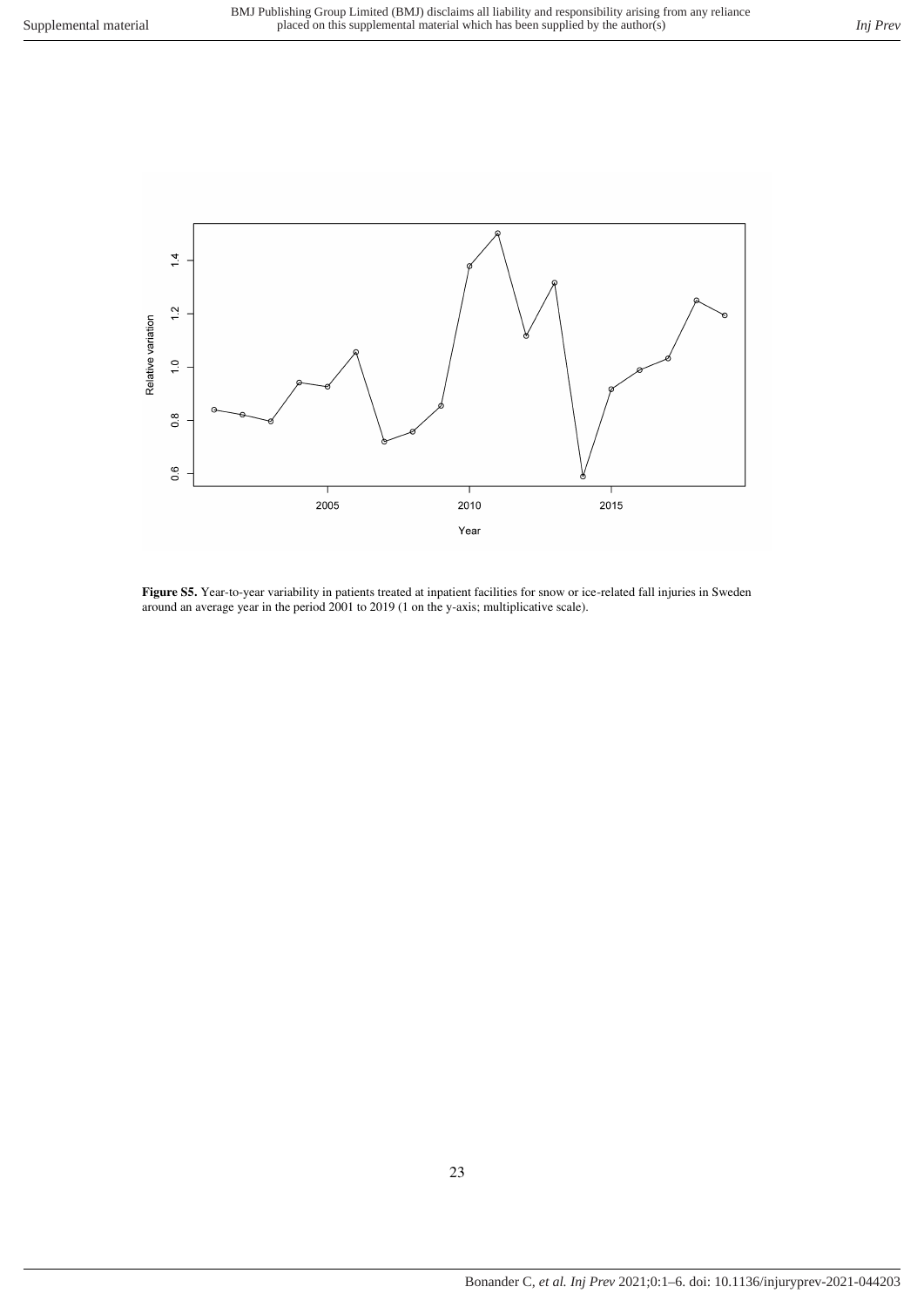**Figure S5.** Year-to-year variability in patients treated at inpatient facilities for snow or ice-related fall injuries in Sweden around an average year in the period 2001 to 2019 (1 on the y-axis; multiplicative scale).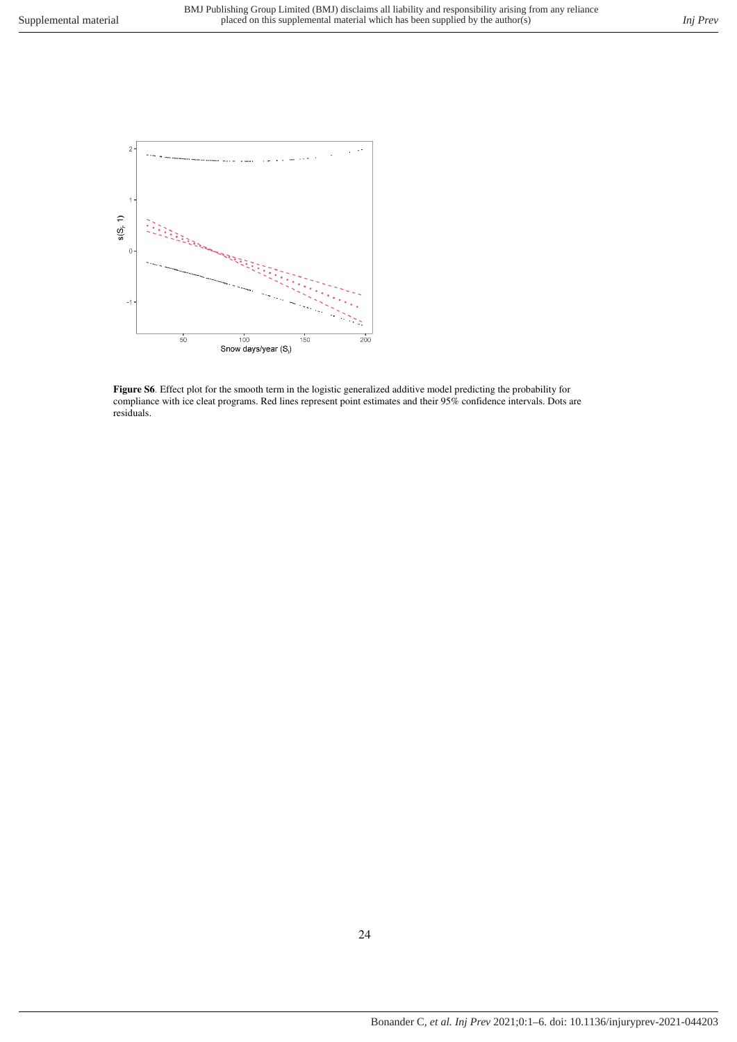**Figure S6**. Effect plot for the smooth term in the logistic generalized additive model predicting the probability for compliance with ice cleat programs. Red lines represent point estimates and their 95% confidence intervals. Dots are residuals.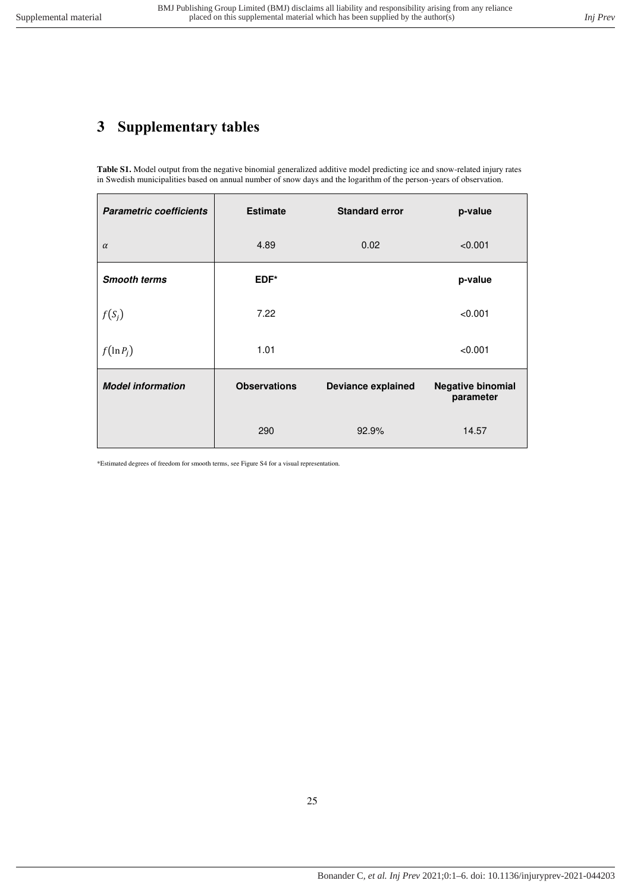# 3 Supplementary tables

**Table S1.** Model output from the negative binomial generalized additive model predicting ice and snow-related injury rates in Swedish municipalities based on annual number of snow days and the logarithm of the person-years of observation.

| ***Parametric coefficients*** | **Estimate** | **Standard error** | **p-value** |
|---|---|---|---|
| $\alpha$ | 4.89 | 0.02 | <0.001 |
| ***Smooth terms*** | **EDF*** | | **p-value** |
| $f(S_j)$ | 7.22 | | <0.001 |
| $f(\ln P_j)$ | 1.01 | | <0.001 |
| ***Model information*** | **Observations** | **Deviance explained** | **Negative binomial parameter** |
| | 290 | 92.9% | 14.57 |

*Estimated degrees of freedom for smooth terms, see Figure S4 for a visual representation.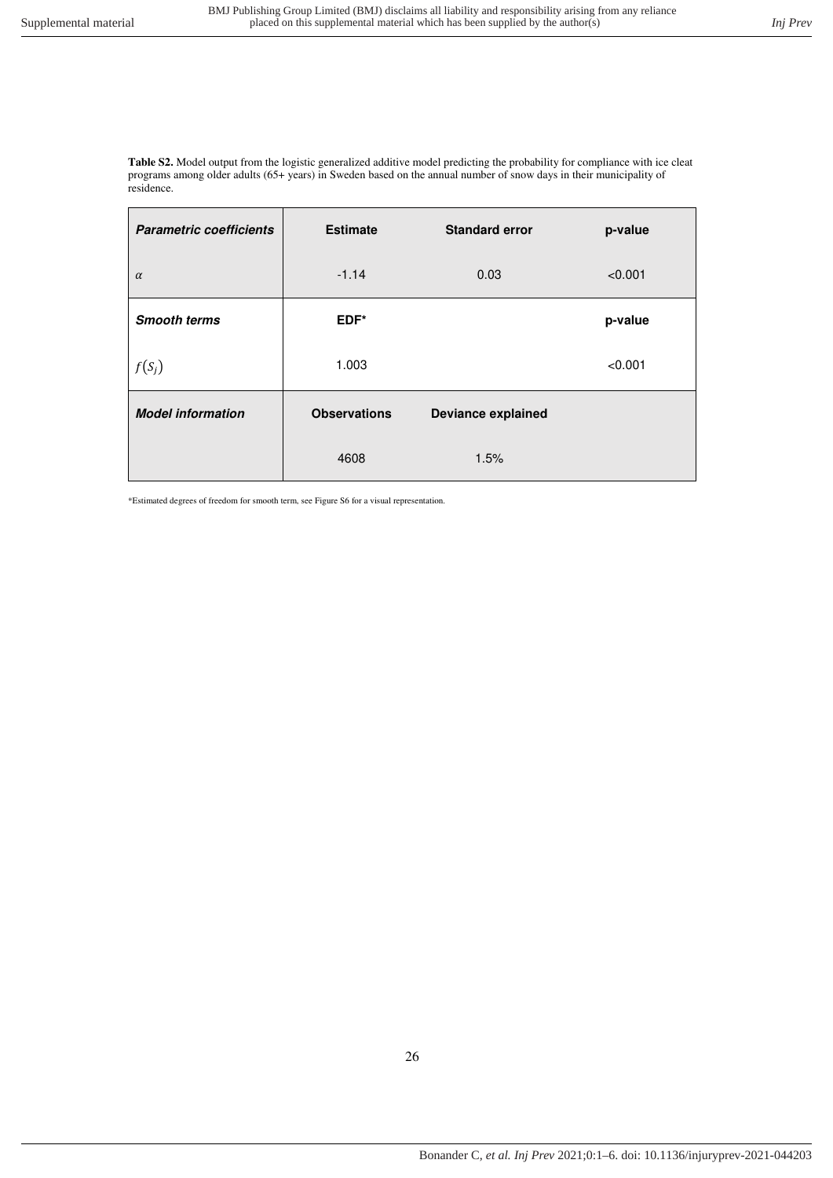**Table S2.** Model output from the logistic generalized additive model predicting the probability for compliance with ice cleat programs among older adults (65+ years) in Sweden based on the annual number of snow days in their municipality of residence.

| ***Parametric coefficients*** | **Estimate** | **Standard error** | **p-value** |
|---|---|---|---|
| $\alpha$ | -1.14 | 0.03 | <0.001 |
| ***Smooth terms*** | **EDF*** | | **p-value** |
| $f(S_j)$ | 1.003 | | <0.001 |
| ***Model information*** | **Observations** | **Deviance explained** | |
| | 4608 | 1.5% | |

*Estimated degrees of freedom for smooth term, see Figure S6 for a visual representation.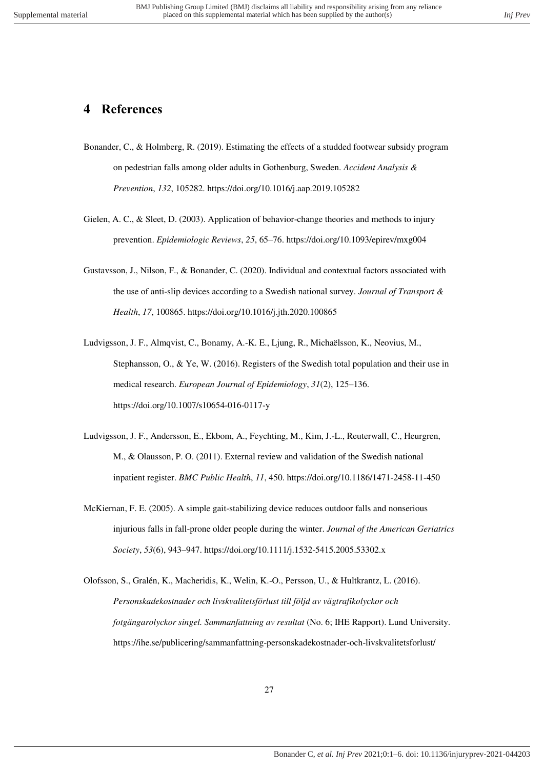# 4 References

Bonander, C., & Holmberg, R. (2019). Estimating the effects of a studded footwear subsidy program on pedestrian falls among older adults in Gothenburg, Sweden. *Accident Analysis & Prevention*, *132*, 105282. https://doi.org/10.1016/j.aap.2019.105282

Gielen, A. C., & Sleet, D. (2003). Application of behavior-change theories and methods to injury prevention. *Epidemiologic Reviews*, *25*, 65–76. https://doi.org/10.1093/epirev/mxg004

Gustavsson, J., Nilson, F., & Bonander, C. (2020). Individual and contextual factors associated with the use of anti-slip devices according to a Swedish national survey. *Journal of Transport & Health*, *17*, 100865. https://doi.org/10.1016/j.jth.2020.100865

Ludvigsson, J. F., Almqvist, C., Bonamy, A.-K. E., Ljung, R., Michaëlsson, K., Neovius, M., Stephansson, O., & Ye, W. (2016). Registers of the Swedish total population and their use in medical research. *European Journal of Epidemiology*, *31*(2), 125–136. https://doi.org/10.1007/s10654-016-0117-y

Ludvigsson, J. F., Andersson, E., Ekbom, A., Feychting, M., Kim, J.-L., Reuterwall, C., Heurgren, M., & Olausson, P. O. (2011). External review and validation of the Swedish national inpatient register. *BMC Public Health*, *11*, 450. https://doi.org/10.1186/1471-2458-11-450

McKiernan, F. E. (2005). A simple gait-stabilizing device reduces outdoor falls and nonserious injurious falls in fall-prone older people during the winter. *Journal of the American Geriatrics Society*, *53*(6), 943–947. https://doi.org/10.1111/j.1532-5415.2005.53302.x

Olofsson, S., Gralén, K., Macheridis, K., Welin, K.-O., Persson, U., & Hultkrantz, L. (2016). *Personskadekostnader och livskvalitetsförlust till följd av vägtrafikolyckor och fotgängarolyckor singel. Sammanfattning av resultat* (No. 6; IHE Rapport). Lund University. https://ihe.se/publicering/sammanfattning-personskadekostnader-och-livskvalitetsforlust/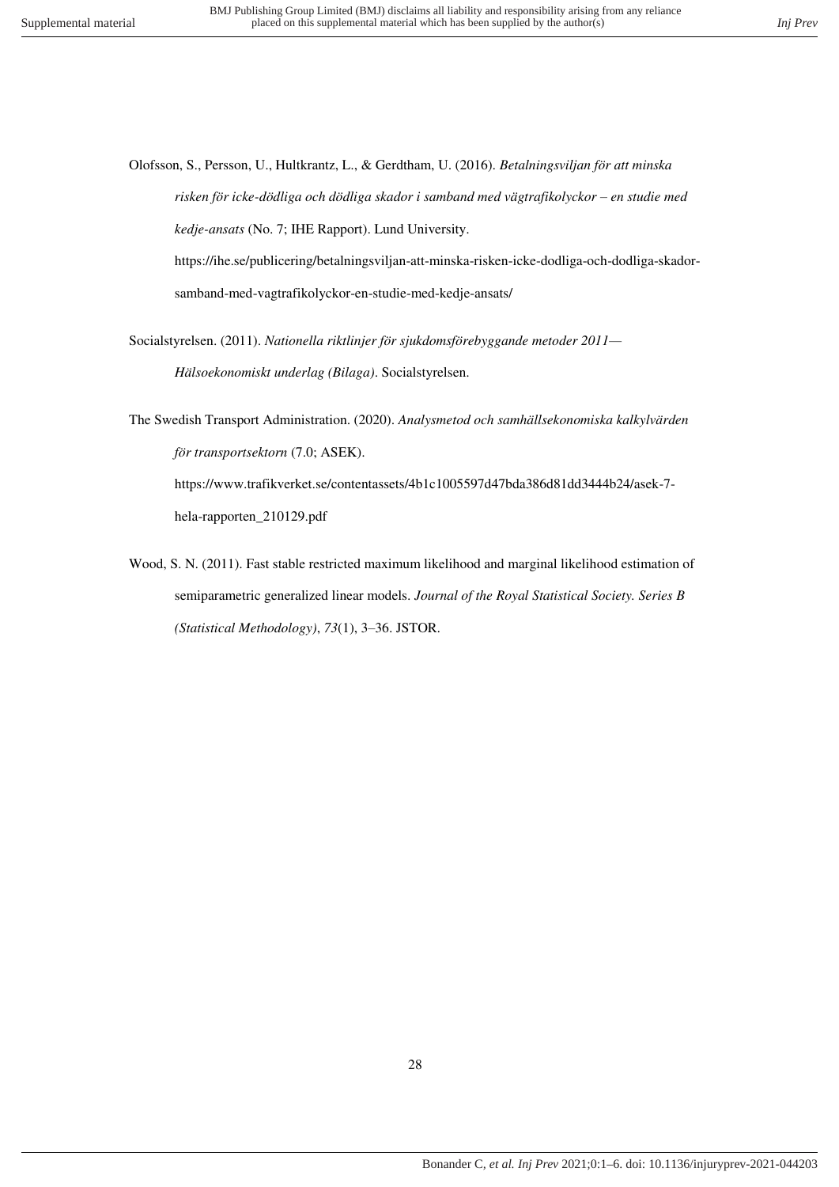Olofsson, S., Persson, U., Hultkrantz, L., & Gerdtham, U. (2016). *Betalningsviljan för att minska risken för icke-dödliga och dödliga skador i samband med vägtrafikolyckor – en studie med kedje-ansats* (No. 7; IHE Rapport). Lund University. https://ihe.se/publicering/betalningsviljan-att-minska-risken-icke-dodliga-och-dodliga-skador-samband-med-vagtrafikolyckor-en-studie-med-kedje-ansats/

Socialstyrelsen. (2011). *Nationella riktlinjer för sjukdomsförebyggande metoder 2011—Hälsoekonomiskt underlag (Bilaga)*. Socialstyrelsen.

The Swedish Transport Administration. (2020). *Analysmetod och samhällsekonomiska kalkylvärden för transportsektorn* (7.0; ASEK). https://www.trafikverket.se/contentassets/4b1c1005597d47bda386d81dd3444b24/asek-7-hela-rapporten_210129.pdf

Wood, S. N. (2011). Fast stable restricted maximum likelihood and marginal likelihood estimation of semiparametric generalized linear models. *Journal of the Royal Statistical Society. Series B (Statistical Methodology)*, *73*(1), 3–36. JSTOR.